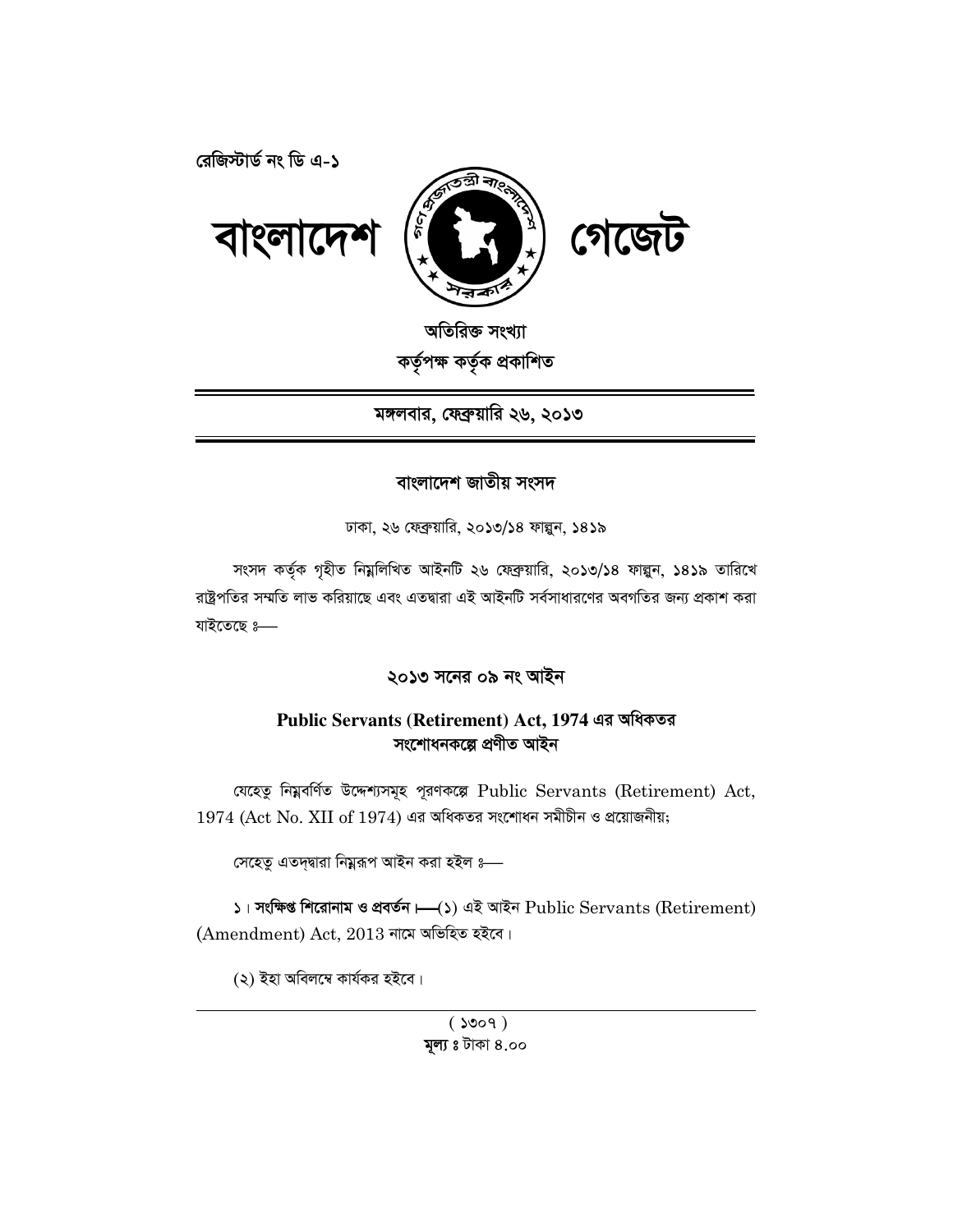রেজিস্টার্ড নং ডি এ-১

# বাংলাদেশ গেজেট

**অতিরিক্ত সংখ্যা**

**কর্তৃপক্ষ কর্তৃক প্রকাশিত**

**মঙ্গলবার, ফেব্রুয়ারি ২৬, ২০১৩**

## বাংলাদেশ জাতীয় সংসদ

ঢাকা, ২৬ ফেব্রুয়ারি, ২০১৩/১৪ ফাল্গুন, ১৪১৯

সংসদ কর্তৃক গৃহীত নিম্নলিখিত আইনটি ২৬ ফেব্রুয়ারি, ২০১৩/১৪ ফাল্গুন, ১৪১৯ তারিখে রাষ্ট্রপতির সম্মতি লাভ করিয়াছে এবং এতদ্বারা এই আইনটি সর্বসাধারণের অবগতির জন্য প্রকাশ করা যাইতেছে ঃ—

## ২০১৩ সনের ০৯ নং আইন

### Public Servants (Retirement) Act, 1974 এর অধিকতর সংশোধনকল্পে প্রণীত আইন

যেহেতু নিম্নবর্ণিত উদ্দেশ্যসমূহ পূরণকল্পে Public Servants (Retirement) Act, 1974 (Act No. XII of 1974) এর অধিকতর সংশোধন সমীচীন ও প্রয়োজনীয়;

সেহেতু এতদ্দ্বারা নিম্নরূপ আইন করা হইল ঃ—

**১। সংক্ষিপ্ত শিরোনাম ও প্রবর্তন।**—(১) এই আইন Public Servants (Retirement) (Amendment) Act, 2013 নামে অভিহিত হইবে।

(২) ইহা অবিলম্বে কার্যকর হইবে।

**মূল্য ঃ** টাকা ৪.০০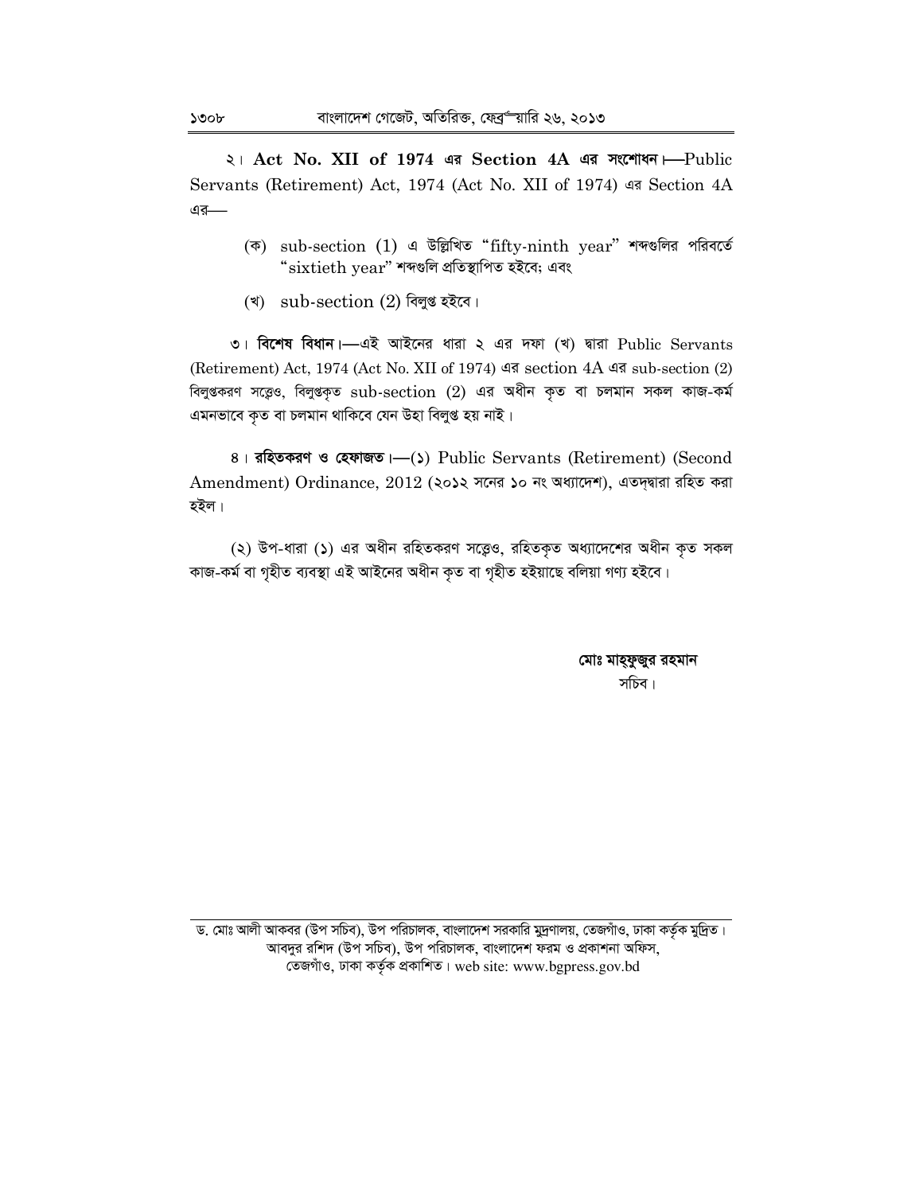২। **Act No. XII of 1974 এর Section 4A এর সংশোধন।**—Public Servants (Retirement) Act, 1974 (Act No. XII of 1974) এর Section 4A এর—

(ক) sub-section (1) এ উল্লিখিত "fifty-ninth year" শব্দগুলির পরিবর্তে "sixtieth year" শব্দগুলি প্রতিস্থাপিত হইবে; এবং

(খ) sub-section (2) বিলুপ্ত হইবে।

৩। **বিশেষ বিধান।**—এই আইনের ধারা ২ এর দফা (খ) দ্বারা Public Servants (Retirement) Act, 1974 (Act No. XII of 1974) এর section 4A এর sub-section (2) বিলুপ্তকরণ সত্ত্বেও, বিলুপ্তকৃত sub-section (2) এর অধীন কৃত বা চলমান সকল কাজ-কর্ম এমনভাবে কৃত বা চলমান থাকিবে যেন উহা বিলুপ্ত হয় নাই।

৪। **রহিতকরণ ও হেফাজত।**—(১) Public Servants (Retirement) (Second Amendment) Ordinance, 2012 (২০১২ সনের ১০ নং অধ্যাদেশ), এতদ্দ্বারা রহিত করা হইল।

(২) উপ-ধারা (১) এর অধীন রহিতকরণ সত্ত্বেও, রহিতকৃত অধ্যাদেশের অধীন কৃত সকল কাজ-কর্ম বা গৃহীত ব্যবস্থা এই আইনের অধীন কৃত বা গৃহীত হইয়াছে বলিয়া গণ্য হইবে।

**মোঃ মাহ্‌ফুজুর রহমান**
সচিব।

ড. মোঃ আলী আকবর (উপ সচিব), উপ পরিচালক, বাংলাদেশ সরকারি মুদ্রণালয়, তেজগাঁও, ঢাকা কর্তৃক মুদ্রিত।
আবদুর রশিদ (উপ সচিব), উপ পরিচালক, বাংলাদেশ ফরম ও প্রকাশনা অফিস,
তেজগাঁও, ঢাকা কর্তৃক প্রকাশিত। web site: www.bgpress.gov.bd